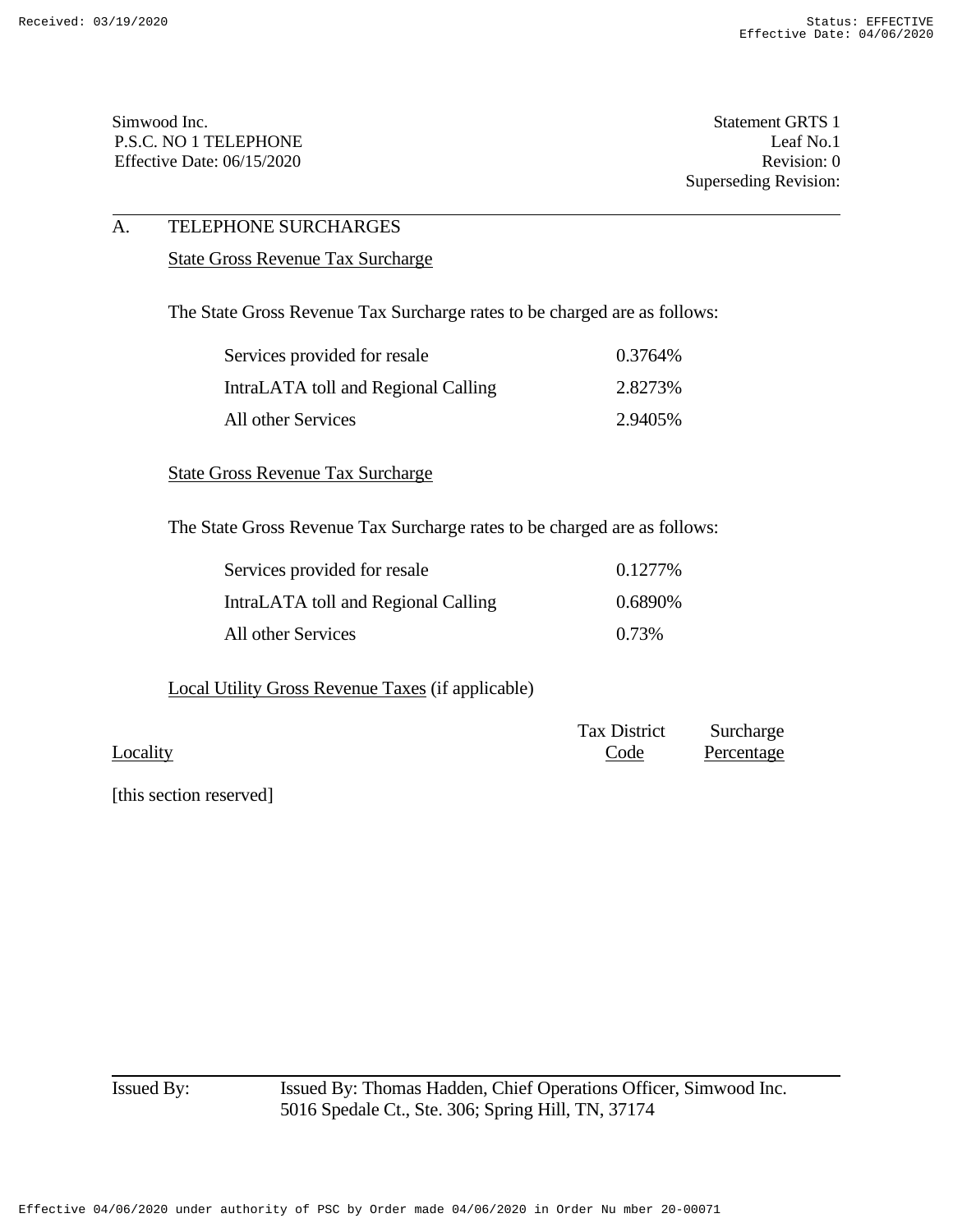Simwood Inc.
P.S.C. NO 1 TELEPHONE
Effective Date: 06/15/2020

Statement GRTS 1
Leaf No.1
Revision: 0
Superseding Revision:

## A. TELEPHONE SURCHARGES

### State Gross Revenue Tax Surcharge

The State Gross Revenue Tax Surcharge rates to be charged are as follows:

| Service | Rate |
|---|---|
| Services provided for resale | 0.3764% |
| IntraLATA toll and Regional Calling | 2.8273% |
| All other Services | 2.9405% |

### State Gross Revenue Tax Surcharge

The State Gross Revenue Tax Surcharge rates to be charged are as follows:

| Service | Rate |
|---|---|
| Services provided for resale | 0.1277% |
| IntraLATA toll and Regional Calling | 0.6890% |
| All other Services | 0.73% |

### Local Utility Gross Revenue Taxes (if applicable)

| Locality | Tax District Code | Surcharge Percentage |
|---|---|---|

[this section reserved]

Issued By: Issued By: Thomas Hadden, Chief Operations Officer, Simwood Inc.
5016 Spedale Ct., Ste. 306; Spring Hill, TN, 37174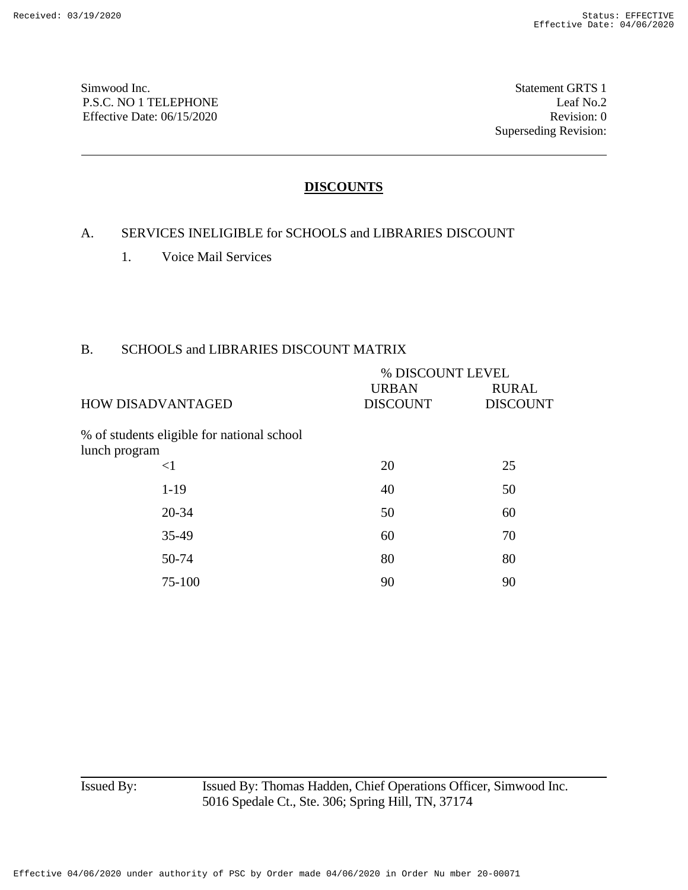Simwood Inc.
P.S.C. NO 1 TELEPHONE
Effective Date: 06/15/2020

Statement GRTS 1
Leaf No.2
Revision: 0
Superseding Revision:

## DISCOUNTS

A. SERVICES INELIGIBLE for SCHOOLS and LIBRARIES DISCOUNT

1. Voice Mail Services

B. SCHOOLS and LIBRARIES DISCOUNT MATRIX

| | % DISCOUNT LEVEL | |
|---|---|---|
| HOW DISADVANTAGED | URBAN DISCOUNT | RURAL DISCOUNT |
| % of students eligible for national school lunch program | | |
| <1 | 20 | 25 |
| 1-19 | 40 | 50 |
| 20-34 | 50 | 60 |
| 35-49 | 60 | 70 |
| 50-74 | 80 | 80 |
| 75-100 | 90 | 90 |

Issued By: Issued By: Thomas Hadden, Chief Operations Officer, Simwood Inc.
5016 Spedale Ct., Ste. 306; Spring Hill, TN, 37174